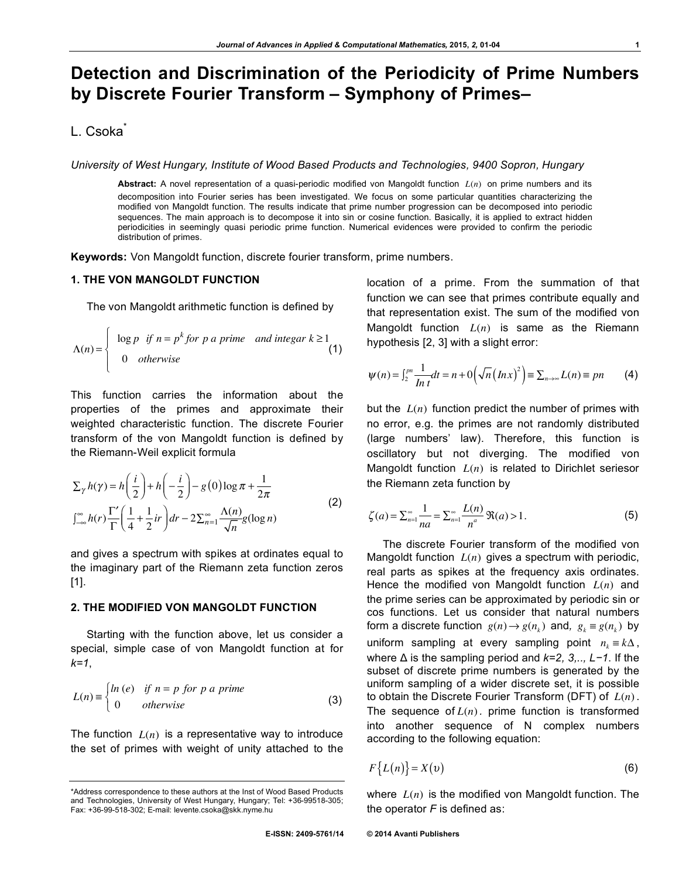# Detection and Discrimination of the Periodicity of Prime Numbers by Discrete Fourier Transform – Symphony of Primes–

L. Csoka*

*University of West Hungary, Institute of Wood Based Products and Technologies, 9400 Sopron, Hungary*

**Abstract:** A novel representation of a quasi-periodic modified von Mangoldt function $L(n)$ on prime numbers and its decomposition into Fourier series has been investigated. We focus on some particular quantities characterizing the modified von Mangoldt function. The results indicate that prime number progression can be decomposed into periodic sequences. The main approach is to decompose it into sin or cosine function. Basically, it is applied to extract hidden periodicities in seemingly quasi periodic prime function. Numerical evidences were provided to confirm the periodic distribution of primes.

**Keywords:** Von Mangoldt function, discrete fourier transform, prime numbers.

## 1. THE VON MANGOLDT FUNCTION

The von Mangoldt arithmetic function is defined by

$$\Lambda(n) = \begin{cases} \log p \quad if\ n = p^k\ for\ p\ a\ prime \quad and\ integar\ k \geq 1 \\ 0 \quad otherwise \end{cases} \tag{1}$$

This function carries the information about the properties of the primes and approximate their weighted characteristic function. The discrete Fourier transform of the von Mangoldt function is defined by the Riemann-Weil explicit formula

$$\begin{aligned} \textstyle\sum_{\gamma} h(\gamma) &= h\left(\frac{i}{2}\right) + h\left(-\frac{i}{2}\right) - g(0)\log \pi + \frac{1}{2\pi} \\ &\int_{-\infty}^{\infty} h(r) \frac{\Gamma'}{\Gamma}\left(\frac{1}{4} + \frac{1}{2}ir\right) dr - 2\textstyle\sum_{n=1}^{\infty} \frac{\Lambda(n)}{\sqrt{n}} g(\log n) \end{aligned} \tag{2}$$

and gives a spectrum with spikes at ordinates equal to the imaginary part of the Riemann zeta function zeros [1].

## 2. THE MODIFIED VON MANGOLDT FUNCTION

Starting with the function above, let us consider a special, simple case of von Mangoldt function at for *k=1*,

$$L(n) \equiv \begin{cases} \ln(e) \quad if\ n = p\ for\ p\ a\ prime \\ 0 \quad otherwise \end{cases} \tag{3}$$

The function $L(n)$ is a representative way to introduce the set of primes with weight of unity attached to the location of a prime. From the summation of that function we can see that primes contribute equally and that representation exist. The sum of the modified von Mangoldt function $L(n)$ is same as the Riemann hypothesis [2, 3] with a slight error:

$$\psi(n) = \int_2^{pn} \frac{1}{In\, t} dt = n + 0\left(\sqrt{n}\left(Inx\right)^2\right) \equiv \textstyle\sum_{n \to \infty} L(n) \equiv pn \tag{4}$$

but the $L(n)$ function predict the number of primes with no error, e.g. the primes are not randomly distributed (large numbers' law). Therefore, this function is oscillatory but not diverging. The modified von Mangoldt function $L(n)$ is related to Dirichlet seriesor the Riemann zeta function by

$$\zeta(a) = \textstyle\sum_{n=1}^{\infty} \frac{1}{na} = \sum_{n=1}^{\infty} \frac{L(n)}{n^a}\ \Re(a) > 1. \tag{5}$$

The discrete Fourier transform of the modified von Mangoldt function $L(n)$ gives a spectrum with periodic, real parts as spikes at the frequency axis ordinates. Hence the modified von Mangoldt function $L(n)$ and the prime series can be approximated by periodic sin or cos functions. Let us consider that natural numbers form a discrete function $g(n) \to g(n_k)$ and, $g_k \equiv g(n_k)$ by uniform sampling at every sampling point $n_k \equiv k\Delta$, where Δ is the sampling period and *k=2, 3,.., L−1*. If the subset of discrete prime numbers is generated by the uniform sampling of a wider discrete set, it is possible to obtain the Discrete Fourier Transform (DFT) of $L(n)$. The sequence of $L(n)$. prime function is transformed into another sequence of N complex numbers according to the following equation:

$$F\{L(n)\} = X(\upsilon) \tag{6}$$

where $L(n)$ is the modified von Mangoldt function. The the operator *F* is defined as:

---

*Address correspondence to these authors at the Inst of Wood Based Products and Technologies, University of West Hungary, Hungary; Tel: +36-99518-305; Fax: +36-99-518-302; E-mail: levente.csoka@skk.nyme.hu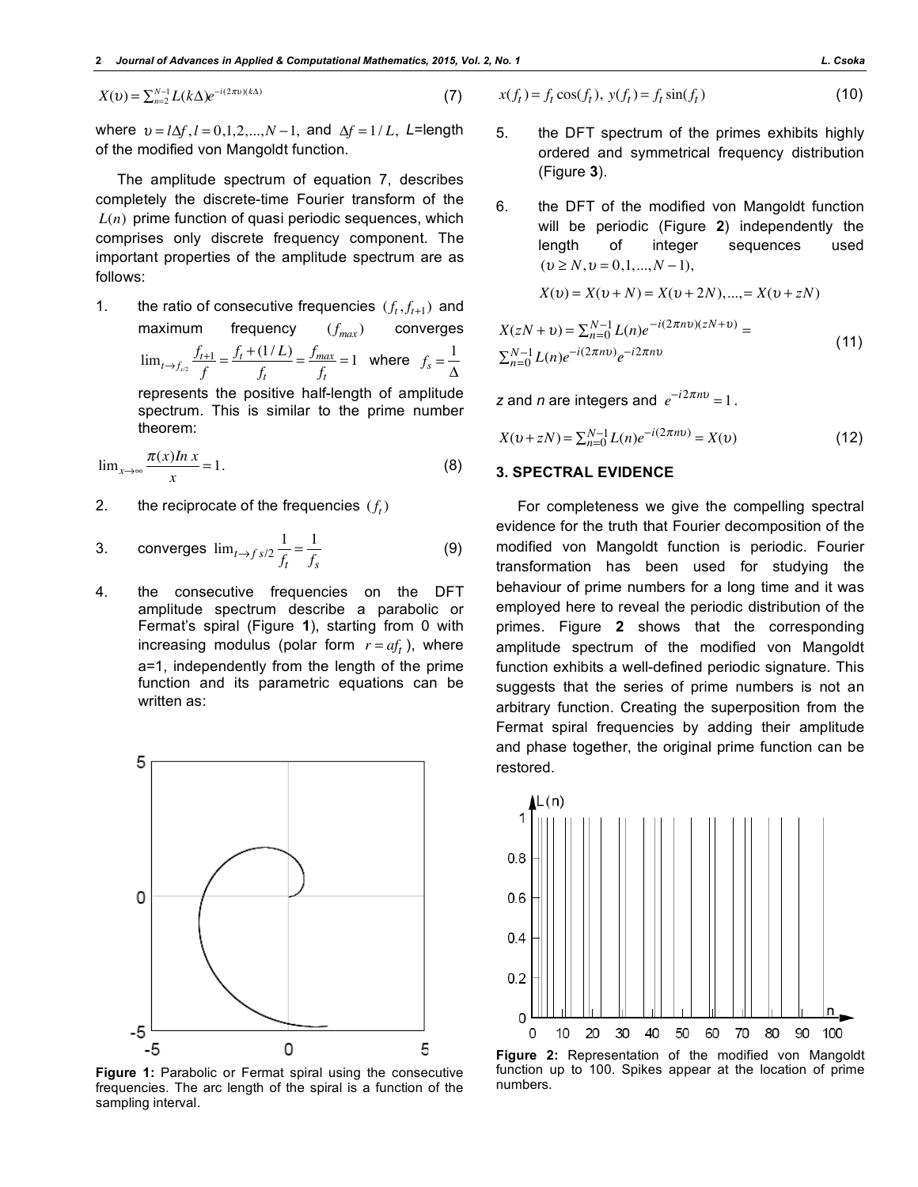$$X(\upsilon) = \sum_{n=2}^{N-1} L(k\Delta) e^{-i(2\pi\upsilon)(k\Delta)} \tag{7}$$

where $\upsilon = l\Delta f, l = 0,1,2,...,N-1,$ and $\Delta f = 1/L$, $L$=length of the modified von Mangoldt function.

The amplitude spectrum of equation 7, describes completely the discrete-time Fourier transform of the $L(n)$ prime function of quasi periodic sequences, which comprises only discrete frequency component. The important properties of the amplitude spectrum are as follows:

1. the ratio of consecutive frequencies $(f_t, f_{t+1})$ and maximum frequency $(f_{max})$ converges $\lim_{t \to f_{s/2}} \frac{f_{t+1}}{f} = \frac{f_t + (1/L)}{f_t} = \frac{f_{max}}{f_t} = 1$ where $f_s = \frac{1}{\Delta}$ represents the positive half-length of amplitude spectrum. This is similar to the prime number theorem:

$$\lim_{x \to \infty} \frac{\pi(x) In\, x}{x} = 1. \tag{8}$$

2. the reciprocate of the frequencies $(f_t)$

3. converges $\lim_{t \to f\, s/2} \frac{1}{f_t} = \frac{1}{f_s}$ (9)

4. the consecutive frequencies on the DFT amplitude spectrum describe a parabolic or Fermat's spiral (Figure **1**), starting from 0 with increasing modulus (polar form $r = af_t$), where a=1, independently from the length of the prime function and its parametric equations can be written as:

$$x(f_t) = f_t \cos(f_t),\ y(f_t) = f_t \sin(f_t) \tag{10}$$

5. the DFT spectrum of the primes exhibits highly ordered and symmetrical frequency distribution (Figure **3**).

6. the DFT of the modified von Mangoldt function will be periodic (Figure **2**) independently the length of integer sequences used $(\upsilon \geq N, \upsilon = 0,1,...,N-1)$,

$$X(\upsilon) = X(\upsilon + N) = X(\upsilon + 2N),...,= X(\upsilon + zN)$$

$$X(zN + \upsilon) = \sum_{n=0}^{N-1} L(n) e^{-i(2\pi n\upsilon)(zN+\upsilon)} = \sum_{n=0}^{N-1} L(n) e^{-i(2\pi n\upsilon)} e^{-i2\pi n\upsilon} \tag{11}$$

$z$ and $n$ are integers and $e^{-i2\pi n\upsilon} = 1$.

$$X(\upsilon + zN) = \sum_{n=0}^{N-1} L(n) e^{-i(2\pi n\upsilon)} = X(\upsilon) \tag{12}$$

Figure 1: Parabolic or Fermat spiral using the consecutive frequencies. The arc length of the spiral is a function of the sampling interval.

## 3. SPECTRAL EVIDENCE

For completeness we give the compelling spectral evidence for the truth that Fourier decomposition of the modified von Mangoldt function is periodic. Fourier transformation has been used for studying the behaviour of prime numbers for a long time and it was employed here to reveal the periodic distribution of the primes. Figure **2** shows that the corresponding amplitude spectrum of the modified von Mangoldt function exhibits a well-defined periodic signature. This suggests that the series of prime numbers is not an arbitrary function. Creating the superposition from the Fermat spiral frequencies by adding their amplitude and phase together, the original prime function can be restored.

**Figure 2:** Representation of the modified von Mangoldt function up to 100. Spikes appear at the location of prime numbers.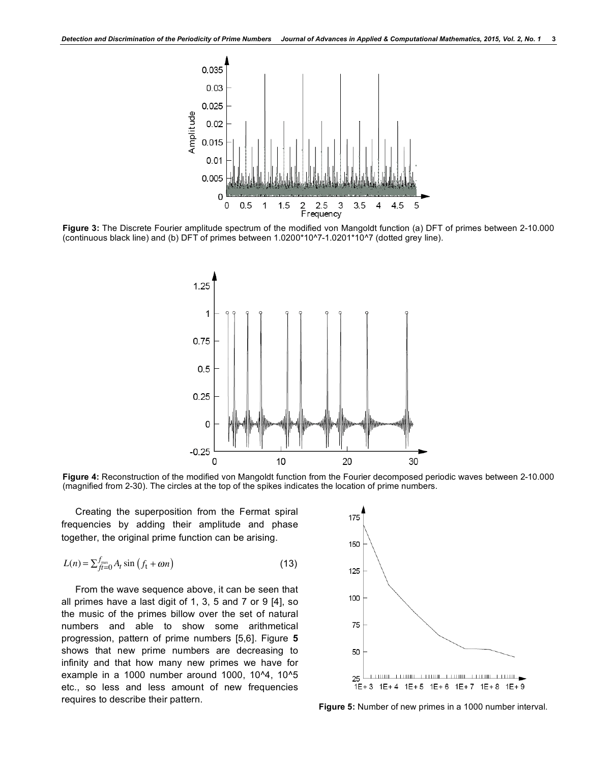**Figure 3:** The Discrete Fourier amplitude spectrum of the modified von Mangoldt function (a) DFT of primes between 2-10.000 (continuous black line) and (b) DFT of primes between 1.0200*10^7-1.0201*10^7 (dotted grey line).

**Figure 4:** Reconstruction of the modified von Mangoldt function from the Fourier decomposed periodic waves between 2-10.000 (magnified from 2-30). The circles at the top of the spikes indicates the location of prime numbers.

Creating the superposition from the Fermat spiral frequencies by adding their amplitude and phase together, the original prime function can be arising.

$$L(n) = \sum_{ft=0}^{f_{max}} A_t \sin\left(f_t + \omega n\right) \tag{13}$$

From the wave sequence above, it can be seen that all primes have a last digit of 1, 3, 5 and 7 or 9 [4], so the music of the primes billow over the set of natural numbers and able to show some arithmetical progression, pattern of prime numbers [5,6]. Figure **5** shows that new prime numbers are decreasing to infinity and that how many new primes we have for example in a 1000 number around 1000, 10^4, 10^5 etc., so less and less amount of new frequencies requires to describe their pattern.

**Figure 5:** Number of new primes in a 1000 number interval.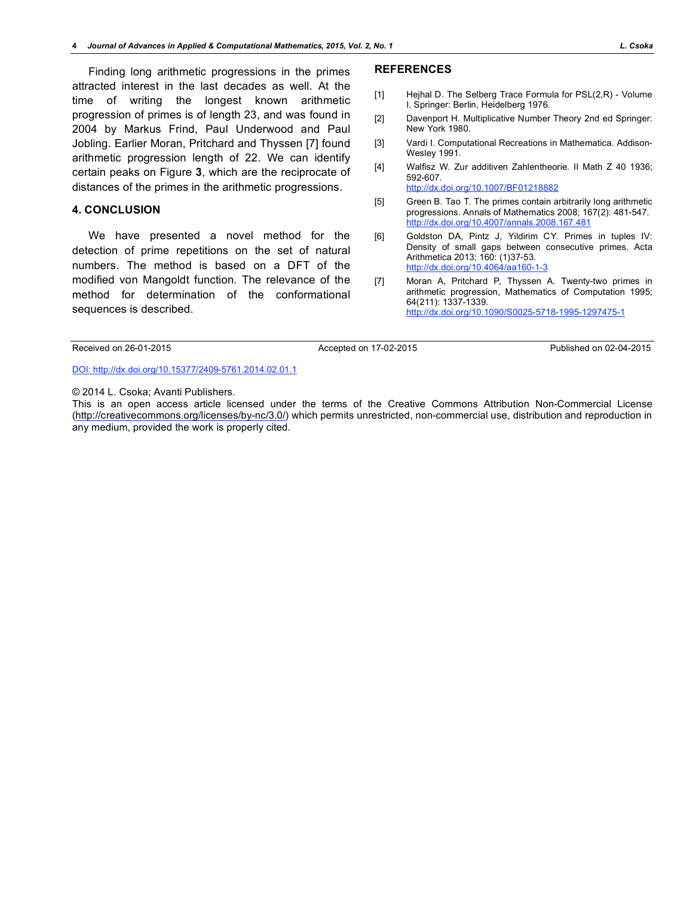Finding long arithmetic progressions in the primes attracted interest in the last decades as well. At the time of writing the longest known arithmetic progression of primes is of length 23, and was found in 2004 by Markus Frind, Paul Underwood and Paul Jobling. Earlier Moran, Pritchard and Thyssen [7] found arithmetic progression length of 22. We can identify certain peaks on Figure **3**, which are the reciprocate of distances of the primes in the arithmetic progressions.

## 4. CONCLUSION

We have presented a novel method for the detection of prime repetitions on the set of natural numbers. The method is based on a DFT of the modified von Mangoldt function. The relevance of the method for determination of the conformational sequences is described.

## REFERENCES

[1] Hejhal D. The Selberg Trace Formula for PSL(2,R) - Volume I. Springer: Berlin, Heidelberg 1976.

[2] Davenport H. Multiplicative Number Theory 2nd ed Springer: New York 1980.

[3] Vardi I. Computational Recreations in Mathematica. Addison-Wesley 1991.

[4] Walfisz W. Zur additiven Zahlentheorie. II Math Z 40 1936; 592-607. http://dx.doi.org/10.1007/BF01218882

[5] Green B. Tao T. The primes contain arbitrarily long arithmetic progressions. Annals of Mathematics 2008; 167(2): 481-547. http://dx.doi.org/10.4007/annals.2008.167.481

[6] Goldston DA, Pintz J, Yildirim CY. Primes in tuples IV: Density of small gaps between consecutive primes. Acta Arithmetica 2013; 160: (1)37-53. http://dx.doi.org/10.4064/aa160-1-3

[7] Moran A, Pritchard P, Thyssen A. Twenty-two primes in arithmetic progression, Mathematics of Computation 1995; 64(211): 1337-1339. http://dx.doi.org/10.1090/S0025-5718-1995-1297475-1

Received on 26-01-2015 Accepted on 17-02-2015 Published on 02-04-2015

DOI: http://dx.doi.org/10.15377/2409-5761.2014.02.01.1

© 2014 L. Csoka; Avanti Publishers.

This is an open access article licensed under the terms of the Creative Commons Attribution Non-Commercial License (http://creativecommons.org/licenses/by-nc/3.0/) which permits unrestricted, non-commercial use, distribution and reproduction in any medium, provided the work is properly cited.